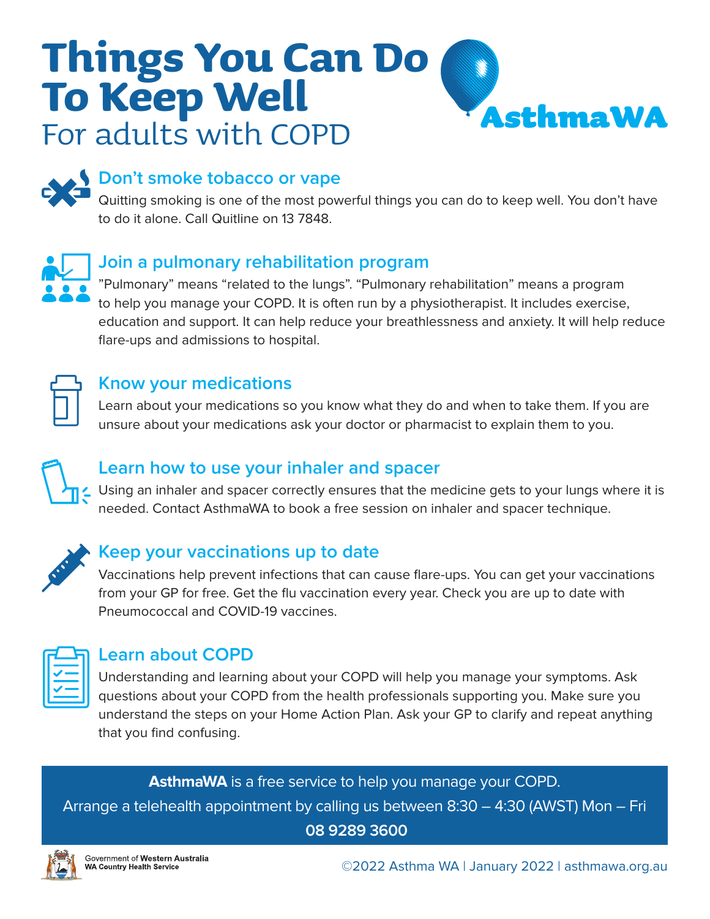# Things You Can Do To Keep Well

For adults with COPD

AsthmaWA

## Don't smoke tobacco or vape

Quitting smoking is one of the most powerful things you can do to keep well. You don't have to do it alone. Call Quitline on 13 7848.

## Join a pulmonary rehabilitation program

"Pulmonary" means "related to the lungs". "Pulmonary rehabilitation" means a program to help you manage your COPD. It is often run by a physiotherapist. It includes exercise, education and support. It can help reduce your breathlessness and anxiety. It will help reduce flare-ups and admissions to hospital.

## Know your medications

Learn about your medications so you know what they do and when to take them. If you are unsure about your medications ask your doctor or pharmacist to explain them to you.

## Learn how to use your inhaler and spacer

Using an inhaler and spacer correctly ensures that the medicine gets to your lungs where it is needed. Contact AsthmaWA to book a free session on inhaler and spacer technique.

## Keep your vaccinations up to date

Vaccinations help prevent infections that can cause flare-ups. You can get your vaccinations from your GP for free. Get the flu vaccination every year. Check you are up to date with Pneumococcal and COVID-19 vaccines.

## Learn about COPD

Understanding and learning about your COPD will help you manage your symptoms. Ask questions about your COPD from the health professionals supporting you. Make sure you understand the steps on your Home Action Plan. Ask your GP to clarify and repeat anything that you find confusing.

**AsthmaWA** is a free service to help you manage your COPD.
Arrange a telehealth appointment by calling us between 8:30 – 4:30 (AWST) Mon – Fri
**08 9289 3600**

Government of **Western Australia**
**WA Country Health Service**

©2022 Asthma WA | January 2022 | asthmawa.org.au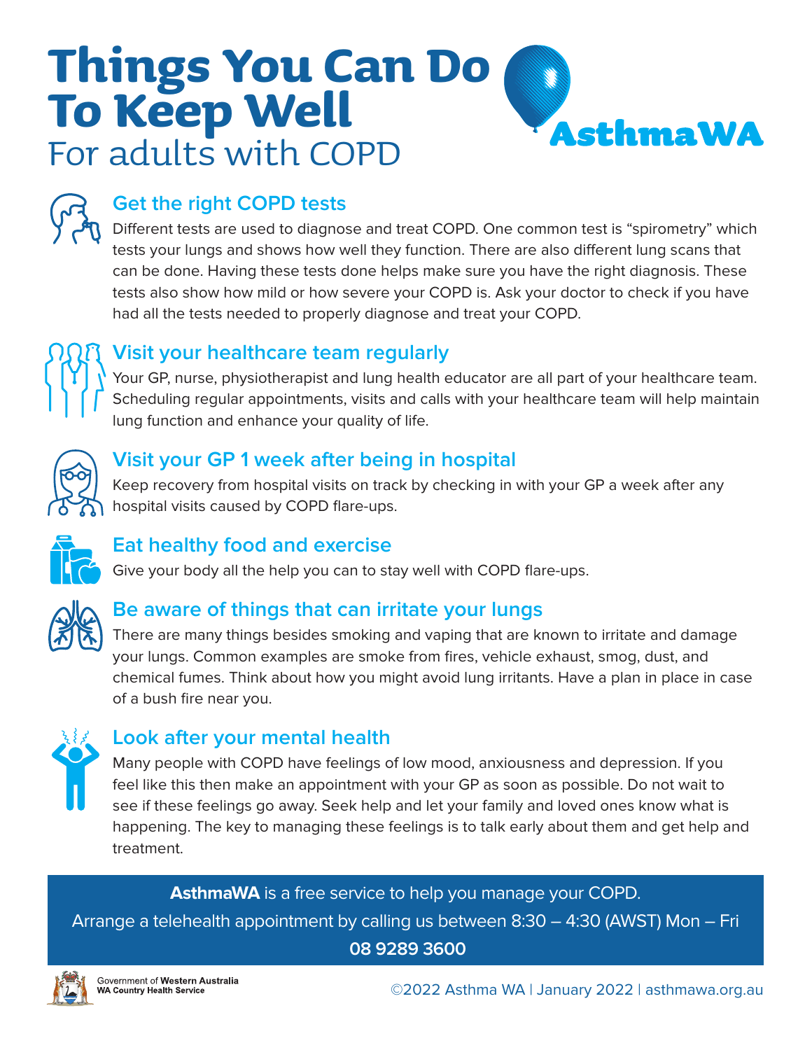# Things You Can Do To Keep Well

## For adults with COPD

AsthmaWA

### Get the right COPD tests

Different tests are used to diagnose and treat COPD. One common test is "spirometry" which tests your lungs and shows how well they function. There are also different lung scans that can be done. Having these tests done helps make sure you have the right diagnosis. These tests also show how mild or how severe your COPD is. Ask your doctor to check if you have had all the tests needed to properly diagnose and treat your COPD.

### Visit your healthcare team regularly

Your GP, nurse, physiotherapist and lung health educator are all part of your healthcare team. Scheduling regular appointments, visits and calls with your healthcare team will help maintain lung function and enhance your quality of life.

### Visit your GP 1 week after being in hospital

Keep recovery from hospital visits on track by checking in with your GP a week after any hospital visits caused by COPD flare-ups.

### Eat healthy food and exercise

Give your body all the help you can to stay well with COPD flare-ups.

### Be aware of things that can irritate your lungs

There are many things besides smoking and vaping that are known to irritate and damage your lungs. Common examples are smoke from fires, vehicle exhaust, smog, dust, and chemical fumes. Think about how you might avoid lung irritants. Have a plan in place in case of a bush fire near you.

### Look after your mental health

Many people with COPD have feelings of low mood, anxiousness and depression. If you feel like this then make an appointment with your GP as soon as possible. Do not wait to see if these feelings go away. Seek help and let your family and loved ones know what is happening. The key to managing these feelings is to talk early about them and get help and treatment.

**AsthmaWA** is a free service to help you manage your COPD.

Arrange a telehealth appointment by calling us between 8:30 – 4:30 (AWST) Mon – Fri

**08 9289 3600**

Government of **Western Australia**
**WA Country Health Service**

©2022 Asthma WA | January 2022 | asthmawa.org.au